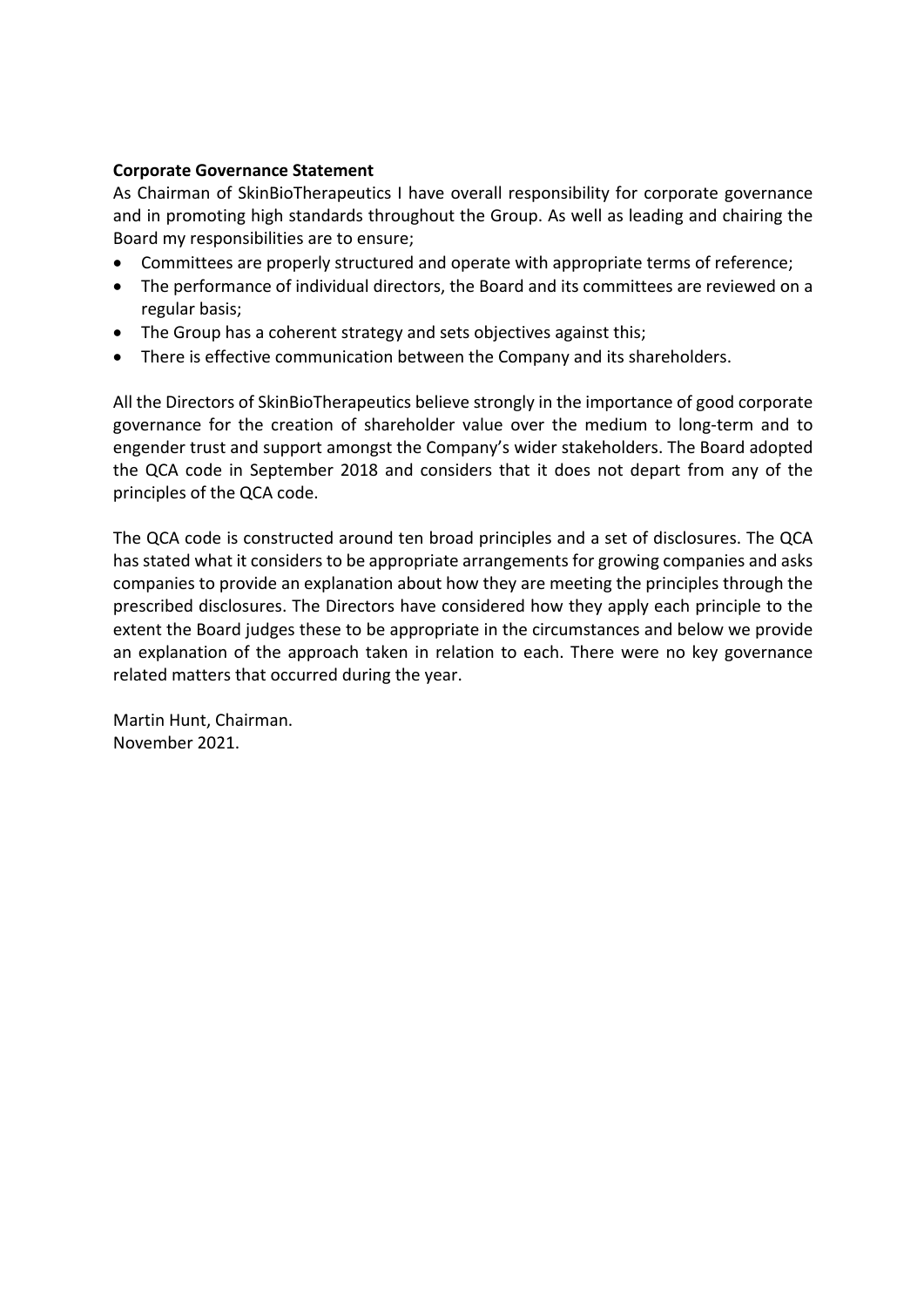**Corporate Governance Statement**

As Chairman of SkinBioTherapeutics I have overall responsibility for corporate governance and in promoting high standards throughout the Group. As well as leading and chairing the Board my responsibilities are to ensure;

- Committees are properly structured and operate with appropriate terms of reference;
- The performance of individual directors, the Board and its committees are reviewed on a regular basis;
- The Group has a coherent strategy and sets objectives against this;
- There is effective communication between the Company and its shareholders.

All the Directors of SkinBioTherapeutics believe strongly in the importance of good corporate governance for the creation of shareholder value over the medium to long-term and to engender trust and support amongst the Company's wider stakeholders. The Board adopted the QCA code in September 2018 and considers that it does not depart from any of the principles of the QCA code.

The QCA code is constructed around ten broad principles and a set of disclosures. The QCA has stated what it considers to be appropriate arrangements for growing companies and asks companies to provide an explanation about how they are meeting the principles through the prescribed disclosures. The Directors have considered how they apply each principle to the extent the Board judges these to be appropriate in the circumstances and below we provide an explanation of the approach taken in relation to each. There were no key governance related matters that occurred during the year.

Martin Hunt, Chairman.
November 2021.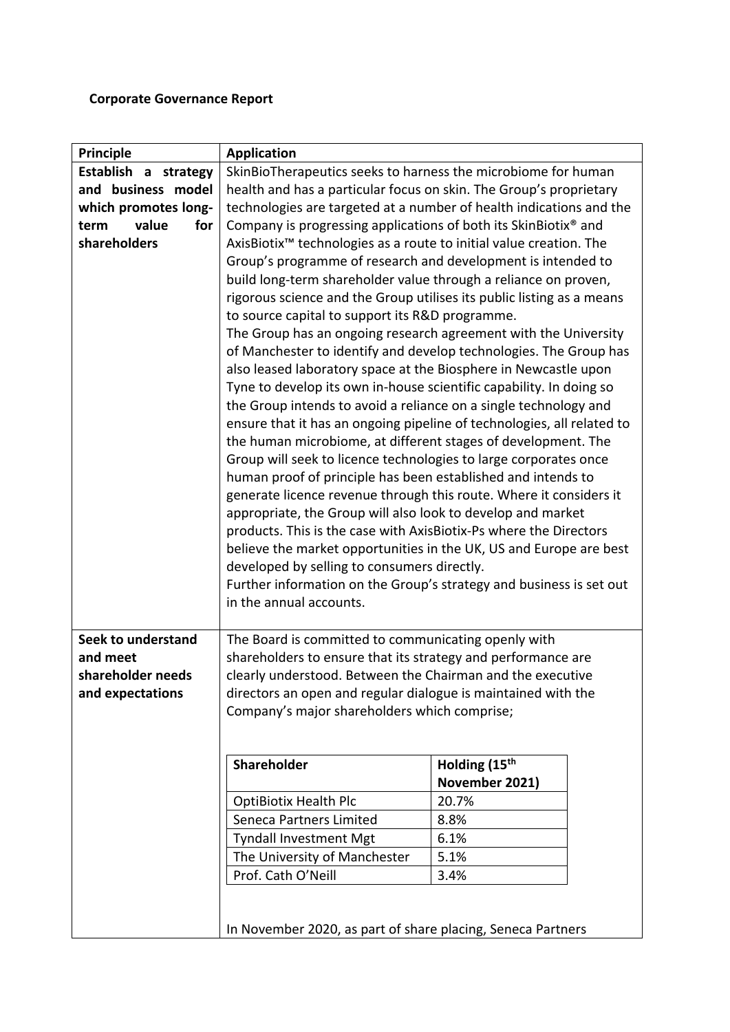**Corporate Governance Report**

| Principle | Application |
|---|---|
| **Establish a strategy and business model which promotes long-term value for shareholders** | SkinBioTherapeutics seeks to harness the microbiome for human health and has a particular focus on skin. The Group's proprietary technologies are targeted at a number of health indications and the Company is progressing applications of both its SkinBiotix® and AxisBiotix™ technologies as a route to initial value creation. The Group's programme of research and development is intended to build long-term shareholder value through a reliance on proven, rigorous science and the Group utilises its public listing as a means to source capital to support its R&D programme.<br>The Group has an ongoing research agreement with the University of Manchester to identify and develop technologies. The Group has also leased laboratory space at the Biosphere in Newcastle upon Tyne to develop its own in-house scientific capability. In doing so the Group intends to avoid a reliance on a single technology and ensure that it has an ongoing pipeline of technologies, all related to the human microbiome, at different stages of development. The Group will seek to licence technologies to large corporates once human proof of principle has been established and intends to generate licence revenue through this route. Where it considers it appropriate, the Group will also look to develop and market products. This is the case with AxisBiotix-Ps where the Directors believe the market opportunities in the UK, US and Europe are best developed by selling to consumers directly.<br>Further information on the Group's strategy and business is set out in the annual accounts. |
| **Seek to understand and meet shareholder needs and expectations** | The Board is committed to communicating openly with shareholders to ensure that its strategy and performance are clearly understood. Between the Chairman and the executive directors an open and regular dialogue is maintained with the Company's major shareholders which comprise;<br><br>**Shareholder** — **Holding (15th November 2021)**<br>OptiBiotix Health Plc — 20.7%<br>Seneca Partners Limited — 8.8%<br>Tyndall Investment Mgt — 6.1%<br>The University of Manchester — 5.1%<br>Prof. Cath O'Neill — 3.4%<br><br>In November 2020, as part of share placing, Seneca Partners |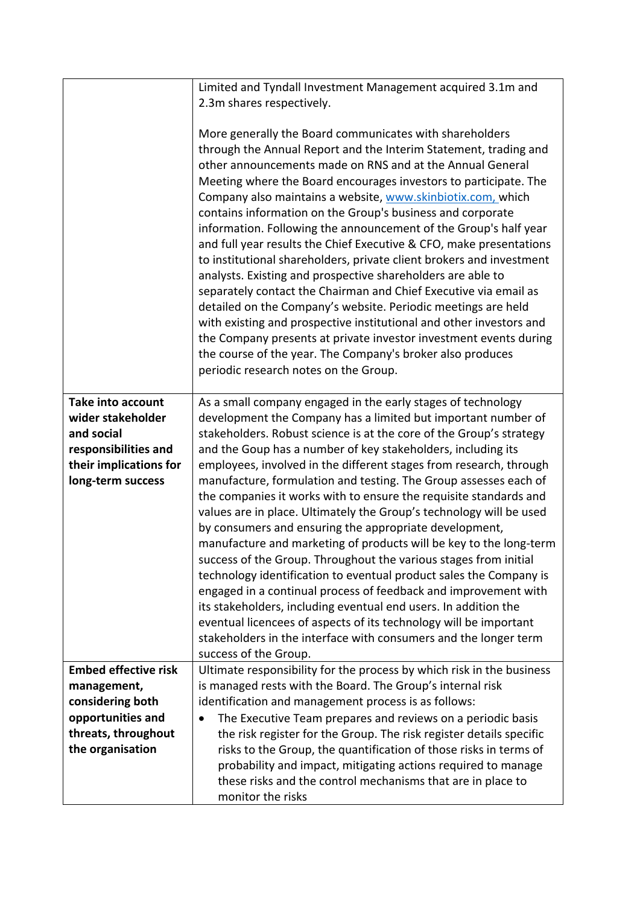| | |
|---|---|
| | Limited and Tyndall Investment Management acquired 3.1m and 2.3m shares respectively.<br><br>More generally the Board communicates with shareholders through the Annual Report and the Interim Statement, trading and other announcements made on RNS and at the Annual General Meeting where the Board encourages investors to participate. The Company also maintains a website, [www.skinbiotix.com,](http://www.skinbiotix.com) which contains information on the Group's business and corporate information. Following the announcement of the Group's half year and full year results the Chief Executive & CFO, make presentations to institutional shareholders, private client brokers and investment analysts. Existing and prospective shareholders are able to separately contact the Chairman and Chief Executive via email as detailed on the Company's website. Periodic meetings are held with existing and prospective institutional and other investors and the Company presents at private investor investment events during the course of the year. The Company's broker also produces periodic research notes on the Group. |
| **Take into account wider stakeholder and social responsibilities and their implications for long-term success** | As a small company engaged in the early stages of technology development the Company has a limited but important number of stakeholders. Robust science is at the core of the Group's strategy and the Goup has a number of key stakeholders, including its employees, involved in the different stages from research, through manufacture, formulation and testing. The Group assesses each of the companies it works with to ensure the requisite standards and values are in place. Ultimately the Group's technology will be used by consumers and ensuring the appropriate development, manufacture and marketing of products will be key to the long-term success of the Group. Throughout the various stages from initial technology identification to eventual product sales the Company is engaged in a continual process of feedback and improvement with its stakeholders, including eventual end users. In addition the eventual licencees of aspects of its technology will be important stakeholders in the interface with consumers and the longer term success of the Group. |
| **Embed effective risk management, considering both opportunities and threats, throughout the organisation** | Ultimate responsibility for the process by which risk in the business is managed rests with the Board. The Group's internal risk identification and management process is as follows:<br>• The Executive Team prepares and reviews on a periodic basis the risk register for the Group. The risk register details specific risks to the Group, the quantification of those risks in terms of probability and impact, mitigating actions required to manage these risks and the control mechanisms that are in place to monitor the risks |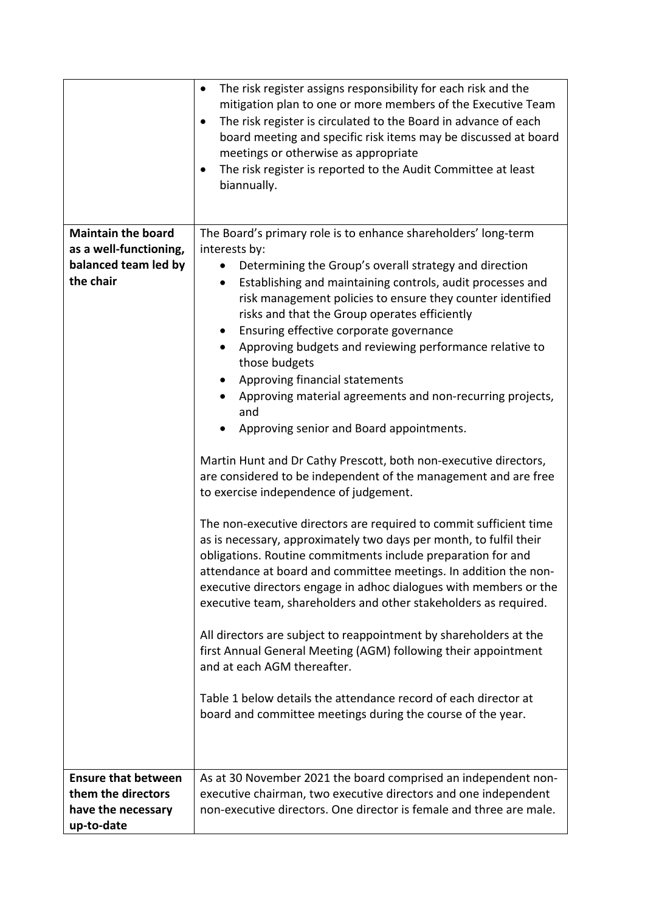| | |
|---|---|
| | • The risk register assigns responsibility for each risk and the mitigation plan to one or more members of the Executive Team<br>• The risk register is circulated to the Board in advance of each board meeting and specific risk items may be discussed at board meetings or otherwise as appropriate<br>• The risk register is reported to the Audit Committee at least biannually. |
| **Maintain the board as a well-functioning, balanced team led by the chair** | The Board's primary role is to enhance shareholders' long-term interests by:<br>• Determining the Group's overall strategy and direction<br>• Establishing and maintaining controls, audit processes and risk management policies to ensure they counter identified risks and that the Group operates efficiently<br>• Ensuring effective corporate governance<br>• Approving budgets and reviewing performance relative to those budgets<br>• Approving financial statements<br>• Approving material agreements and non-recurring projects, and<br>• Approving senior and Board appointments.<br><br>Martin Hunt and Dr Cathy Prescott, both non-executive directors, are considered to be independent of the management and are free to exercise independence of judgement.<br><br>The non-executive directors are required to commit sufficient time as is necessary, approximately two days per month, to fulfil their obligations. Routine commitments include preparation for and attendance at board and committee meetings. In addition the non-executive directors engage in adhoc dialogues with members or the executive team, shareholders and other stakeholders as required.<br><br>All directors are subject to reappointment by shareholders at the first Annual General Meeting (AGM) following their appointment and at each AGM thereafter.<br><br>Table 1 below details the attendance record of each director at board and committee meetings during the course of the year. |
| **Ensure that between them the directors have the necessary up-to-date** | As at 30 November 2021 the board comprised an independent non-executive chairman, two executive directors and one independent non-executive directors. One director is female and three are male. |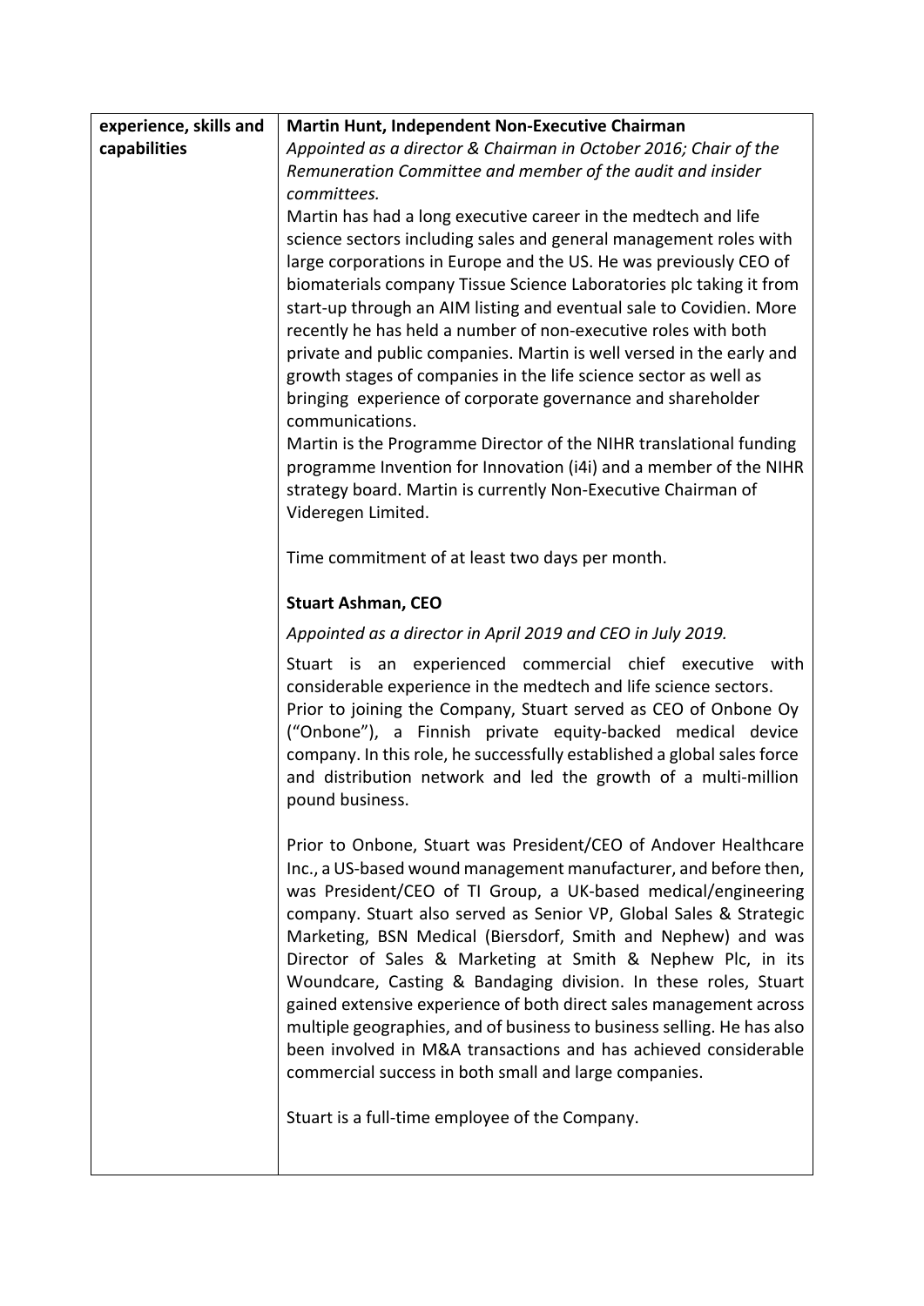| experience, skills and capabilities | **Martin Hunt, Independent Non-Executive Chairman**<br>*Appointed as a director & Chairman in October 2016; Chair of the Remuneration Committee and member of the audit and insider committees.*<br>Martin has had a long executive career in the medtech and life science sectors including sales and general management roles with large corporations in Europe and the US. He was previously CEO of biomaterials company Tissue Science Laboratories plc taking it from start-up through an AIM listing and eventual sale to Covidien. More recently he has held a number of non-executive roles with both private and public companies. Martin is well versed in the early and growth stages of companies in the life science sector as well as bringing experience of corporate governance and shareholder communications.<br>Martin is the Programme Director of the NIHR translational funding programme Invention for Innovation (i4i) and a member of the NIHR strategy board. Martin is currently Non-Executive Chairman of Videregen Limited.<br><br>Time commitment of at least two days per month.<br><br>**Stuart Ashman, CEO**<br>*Appointed as a director in April 2019 and CEO in July 2019.*<br>Stuart is an experienced commercial chief executive with considerable experience in the medtech and life science sectors. Prior to joining the Company, Stuart served as CEO of Onbone Oy ("Onbone"), a Finnish private equity-backed medical device company. In this role, he successfully established a global sales force and distribution network and led the growth of a multi-million pound business.<br><br>Prior to Onbone, Stuart was President/CEO of Andover Healthcare Inc., a US-based wound management manufacturer, and before then, was President/CEO of TI Group, a UK-based medical/engineering company. Stuart also served as Senior VP, Global Sales & Strategic Marketing, BSN Medical (Biersdorf, Smith and Nephew) and was Director of Sales & Marketing at Smith & Nephew Plc, in its Woundcare, Casting & Bandaging division. In these roles, Stuart gained extensive experience of both direct sales management across multiple geographies, and of business to business selling. He has also been involved in M&A transactions and has achieved considerable commercial success in both small and large companies.<br><br>Stuart is a full-time employee of the Company. |
|---|---|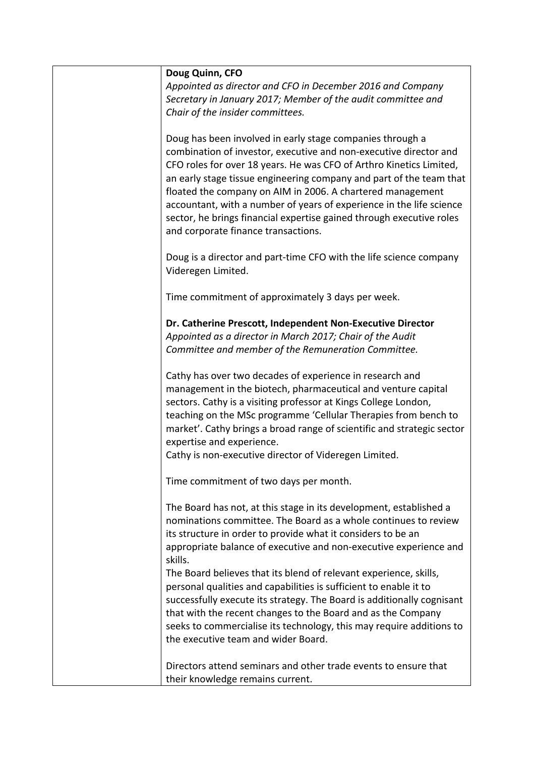| | |
|---|---|
| | **Doug Quinn, CFO**<br>*Appointed as director and CFO in December 2016 and Company Secretary in January 2017; Member of the audit committee and Chair of the insider committees.*<br><br>Doug has been involved in early stage companies through a combination of investor, executive and non-executive director and CFO roles for over 18 years. He was CFO of Arthro Kinetics Limited, an early stage tissue engineering company and part of the team that floated the company on AIM in 2006. A chartered management accountant, with a number of years of experience in the life science sector, he brings financial expertise gained through executive roles and corporate finance transactions.<br><br>Doug is a director and part-time CFO with the life science company Videregen Limited.<br><br>Time commitment of approximately 3 days per week.<br><br>**Dr. Catherine Prescott, Independent Non-Executive Director**<br>*Appointed as a director in March 2017; Chair of the Audit Committee and member of the Remuneration Committee.*<br><br>Cathy has over two decades of experience in research and management in the biotech, pharmaceutical and venture capital sectors. Cathy is a visiting professor at Kings College London, teaching on the MSc programme 'Cellular Therapies from bench to market'. Cathy brings a broad range of scientific and strategic sector expertise and experience.<br>Cathy is non-executive director of Videregen Limited.<br><br>Time commitment of two days per month.<br><br>The Board has not, at this stage in its development, established a nominations committee. The Board as a whole continues to review its structure in order to provide what it considers to be an appropriate balance of executive and non-executive experience and skills.<br>The Board believes that its blend of relevant experience, skills, personal qualities and capabilities is sufficient to enable it to successfully execute its strategy. The Board is additionally cognisant that with the recent changes to the Board and as the Company seeks to commercialise its technology, this may require additions to the executive team and wider Board.<br><br>Directors attend seminars and other trade events to ensure that their knowledge remains current. |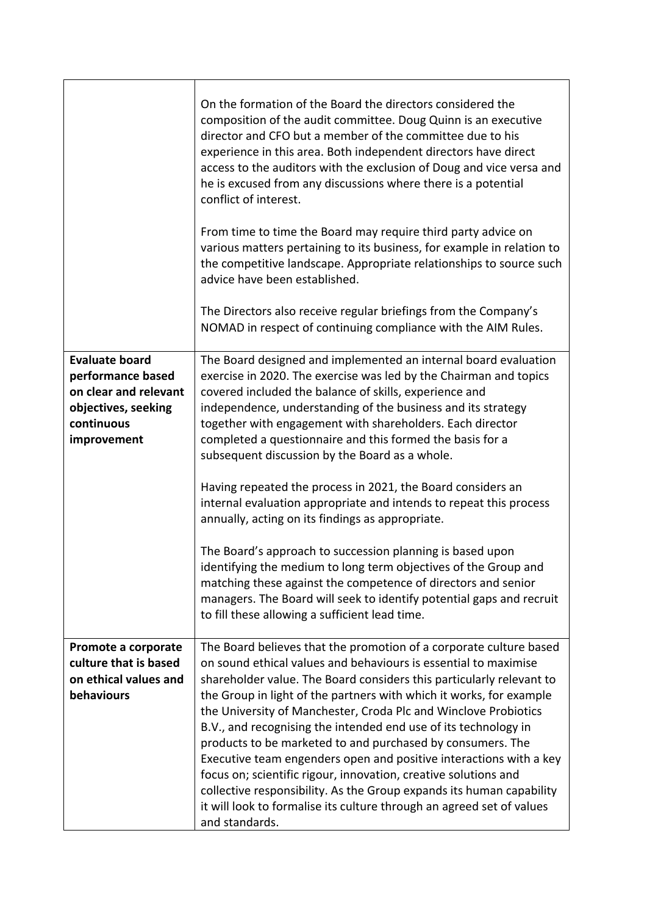| | |
|---|---|
| | On the formation of the Board the directors considered the composition of the audit committee. Doug Quinn is an executive director and CFO but a member of the committee due to his experience in this area. Both independent directors have direct access to the auditors with the exclusion of Doug and vice versa and he is excused from any discussions where there is a potential conflict of interest.<br><br>From time to time the Board may require third party advice on various matters pertaining to its business, for example in relation to the competitive landscape. Appropriate relationships to source such advice have been established.<br><br>The Directors also receive regular briefings from the Company's NOMAD in respect of continuing compliance with the AIM Rules. |
| **Evaluate board performance based on clear and relevant objectives, seeking continuous improvement** | The Board designed and implemented an internal board evaluation exercise in 2020. The exercise was led by the Chairman and topics covered included the balance of skills, experience and independence, understanding of the business and its strategy together with engagement with shareholders. Each director completed a questionnaire and this formed the basis for a subsequent discussion by the Board as a whole.<br><br>Having repeated the process in 2021, the Board considers an internal evaluation appropriate and intends to repeat this process annually, acting on its findings as appropriate.<br><br>The Board's approach to succession planning is based upon identifying the medium to long term objectives of the Group and matching these against the competence of directors and senior managers. The Board will seek to identify potential gaps and recruit to fill these allowing a sufficient lead time. |
| **Promote a corporate culture that is based on ethical values and behaviours** | The Board believes that the promotion of a corporate culture based on sound ethical values and behaviours is essential to maximise shareholder value. The Board considers this particularly relevant to the Group in light of the partners with which it works, for example the University of Manchester, Croda Plc and Winclove Probiotics B.V., and recognising the intended end use of its technology in products to be marketed to and purchased by consumers. The Executive team engenders open and positive interactions with a key focus on; scientific rigour, innovation, creative solutions and collective responsibility. As the Group expands its human capability it will look to formalise its culture through an agreed set of values and standards. |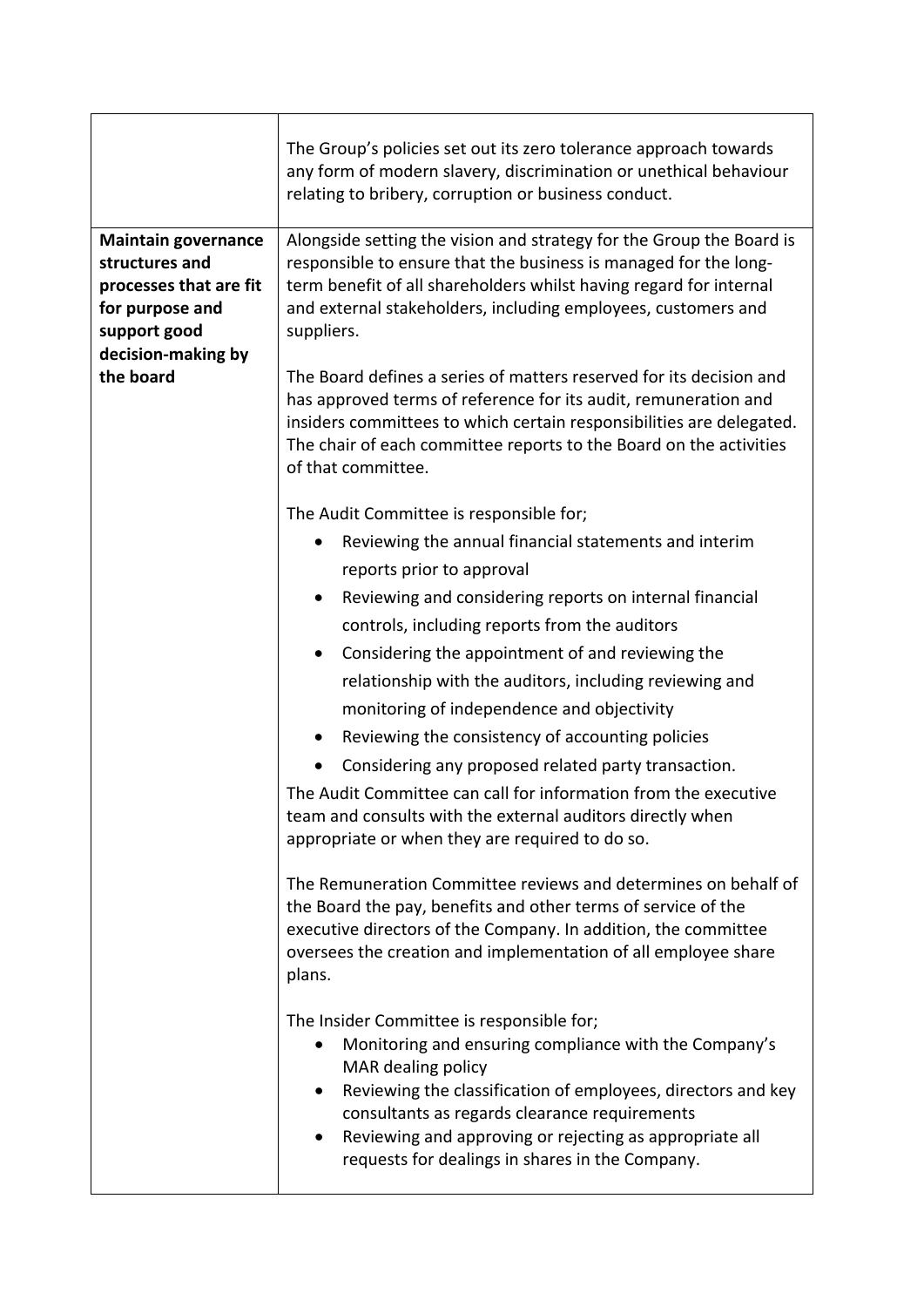| | |
|---|---|
| | The Group's policies set out its zero tolerance approach towards any form of modern slavery, discrimination or unethical behaviour relating to bribery, corruption or business conduct. |
| **Maintain governance structures and processes that are fit for purpose and support good decision-making by the board** | Alongside setting the vision and strategy for the Group the Board is responsible to ensure that the business is managed for the long-term benefit of all shareholders whilst having regard for internal and external stakeholders, including employees, customers and suppliers.<br><br>The Board defines a series of matters reserved for its decision and has approved terms of reference for its audit, remuneration and insiders committees to which certain responsibilities are delegated. The chair of each committee reports to the Board on the activities of that committee.<br><br>The Audit Committee is responsible for;<br>• Reviewing the annual financial statements and interim reports prior to approval<br>• Reviewing and considering reports on internal financial controls, including reports from the auditors<br>• Considering the appointment of and reviewing the relationship with the auditors, including reviewing and monitoring of independence and objectivity<br>• Reviewing the consistency of accounting policies<br>• Considering any proposed related party transaction.<br>The Audit Committee can call for information from the executive team and consults with the external auditors directly when appropriate or when they are required to do so.<br><br>The Remuneration Committee reviews and determines on behalf of the Board the pay, benefits and other terms of service of the executive directors of the Company. In addition, the committee oversees the creation and implementation of all employee share plans.<br><br>The Insider Committee is responsible for;<br>• Monitoring and ensuring compliance with the Company's MAR dealing policy<br>• Reviewing the classification of employees, directors and key consultants as regards clearance requirements<br>• Reviewing and approving or rejecting as appropriate all requests for dealings in shares in the Company. |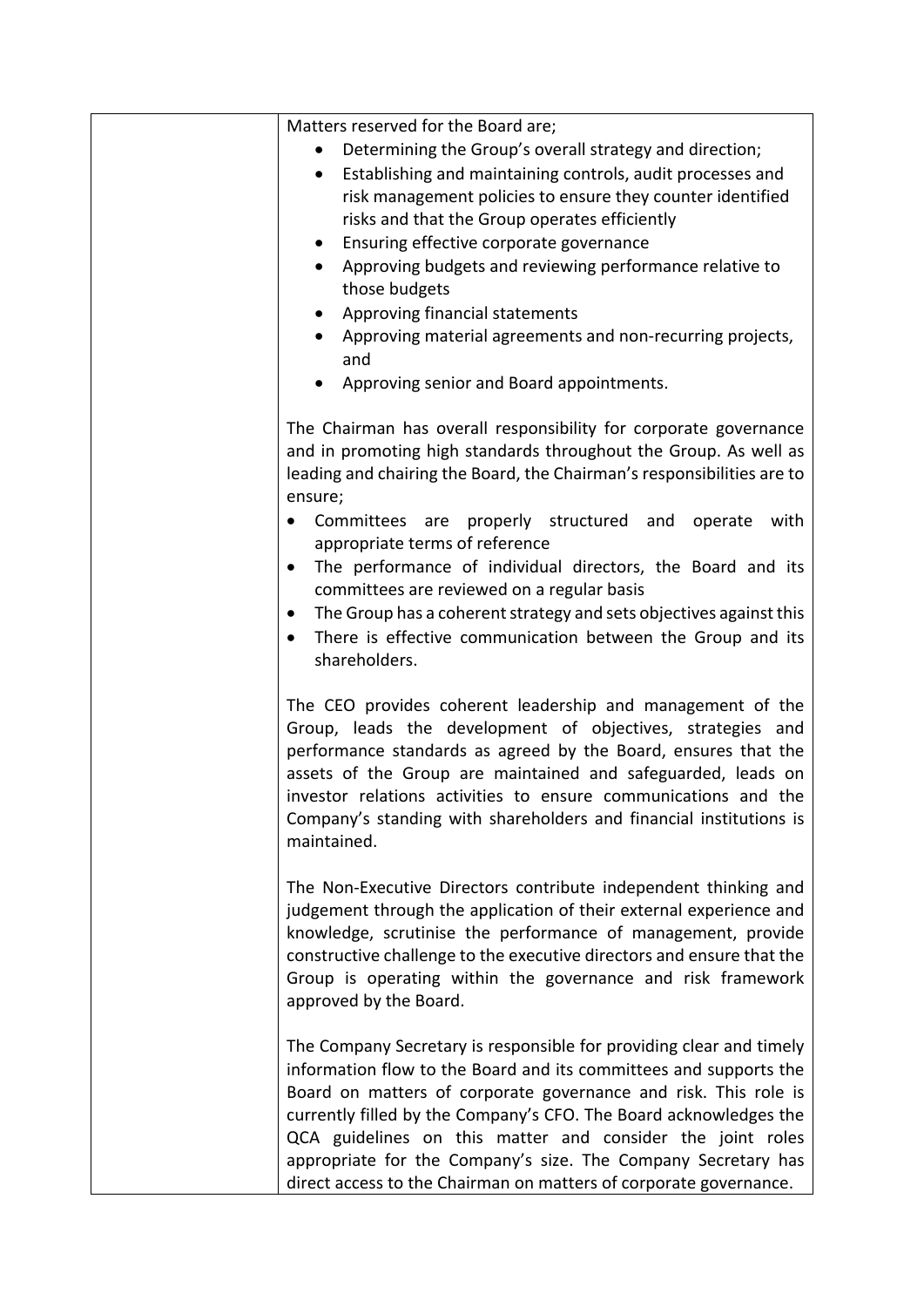| | |
|---|---|
| | Matters reserved for the Board are;<br>• Determining the Group's overall strategy and direction;<br>• Establishing and maintaining controls, audit processes and risk management policies to ensure they counter identified risks and that the Group operates efficiently<br>• Ensuring effective corporate governance<br>• Approving budgets and reviewing performance relative to those budgets<br>• Approving financial statements<br>• Approving material agreements and non-recurring projects, and<br>• Approving senior and Board appointments.<br><br>The Chairman has overall responsibility for corporate governance and in promoting high standards throughout the Group. As well as leading and chairing the Board, the Chairman's responsibilities are to ensure;<br>• Committees are properly structured and operate with appropriate terms of reference<br>• The performance of individual directors, the Board and its committees are reviewed on a regular basis<br>• The Group has a coherent strategy and sets objectives against this<br>• There is effective communication between the Group and its shareholders.<br><br>The CEO provides coherent leadership and management of the Group, leads the development of objectives, strategies and performance standards as agreed by the Board, ensures that the assets of the Group are maintained and safeguarded, leads on investor relations activities to ensure communications and the Company's standing with shareholders and financial institutions is maintained.<br><br>The Non-Executive Directors contribute independent thinking and judgement through the application of their external experience and knowledge, scrutinise the performance of management, provide constructive challenge to the executive directors and ensure that the Group is operating within the governance and risk framework approved by the Board.<br><br>The Company Secretary is responsible for providing clear and timely information flow to the Board and its committees and supports the Board on matters of corporate governance and risk. This role is currently filled by the Company's CFO. The Board acknowledges the QCA guidelines on this matter and consider the joint roles appropriate for the Company's size. The Company Secretary has direct access to the Chairman on matters of corporate governance. |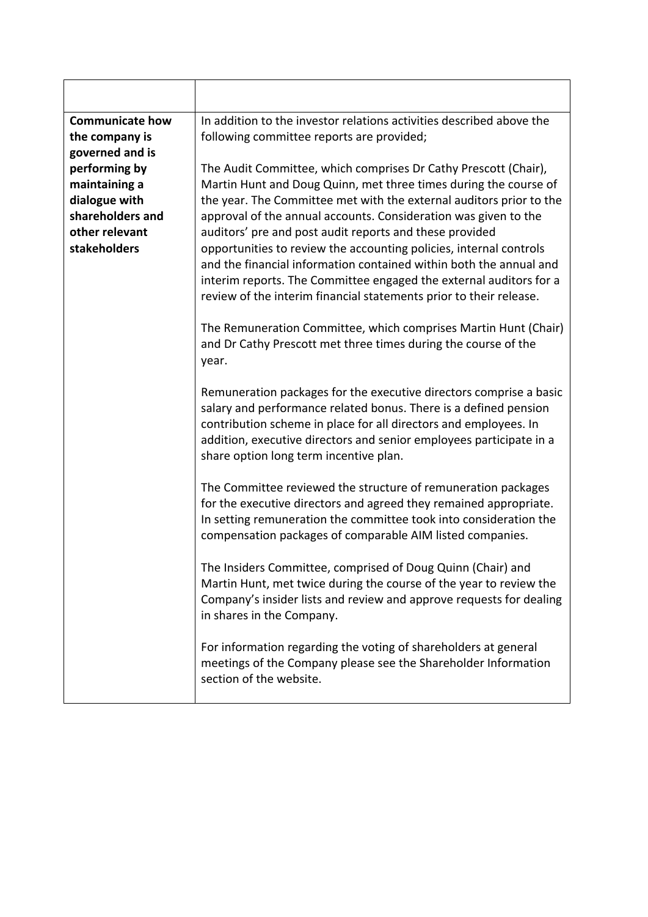| | |
|---|---|
| **Communicate how the company is governed and is performing by maintaining a dialogue with shareholders and other relevant stakeholders** | In addition to the investor relations activities described above the following committee reports are provided;<br><br>The Audit Committee, which comprises Dr Cathy Prescott (Chair), Martin Hunt and Doug Quinn, met three times during the course of the year. The Committee met with the external auditors prior to the approval of the annual accounts. Consideration was given to the auditors' pre and post audit reports and these provided opportunities to review the accounting policies, internal controls and the financial information contained within both the annual and interim reports. The Committee engaged the external auditors for a review of the interim financial statements prior to their release.<br><br>The Remuneration Committee, which comprises Martin Hunt (Chair) and Dr Cathy Prescott met three times during the course of the year.<br><br>Remuneration packages for the executive directors comprise a basic salary and performance related bonus. There is a defined pension contribution scheme in place for all directors and employees. In addition, executive directors and senior employees participate in a share option long term incentive plan.<br><br>The Committee reviewed the structure of remuneration packages for the executive directors and agreed they remained appropriate. In setting remuneration the committee took into consideration the compensation packages of comparable AIM listed companies.<br><br>The Insiders Committee, comprised of Doug Quinn (Chair) and Martin Hunt, met twice during the course of the year to review the Company's insider lists and review and approve requests for dealing in shares in the Company.<br><br>For information regarding the voting of shareholders at general meetings of the Company please see the Shareholder Information section of the website. |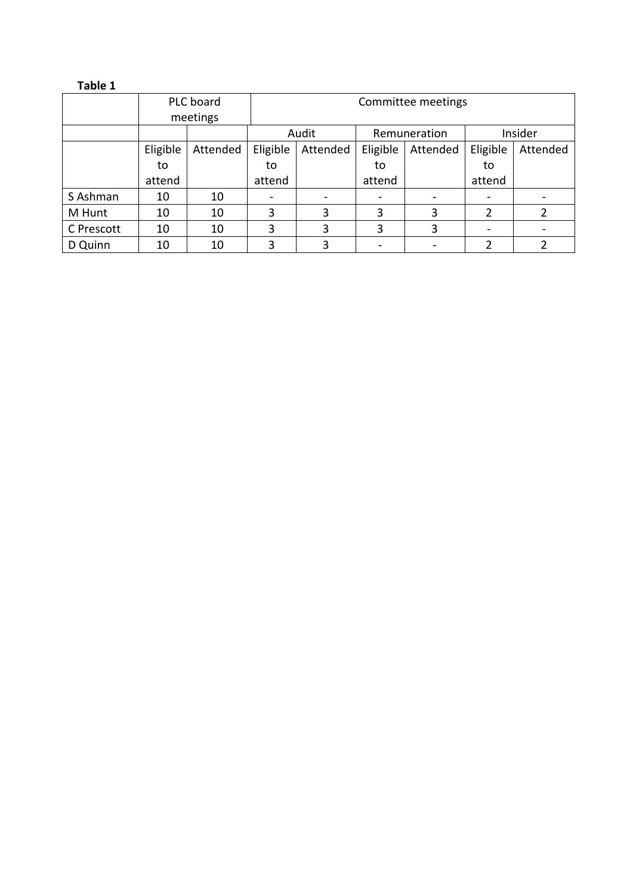**Table 1**

| | PLC board meetings | | Committee meetings | | | | | |
|---|---|---|---|---|---|---|---|---|
| | | | Audit | | Remuneration | | Insider | |
| | Eligible to attend | Attended | Eligible to attend | Attended | Eligible to attend | Attended | Eligible to attend | Attended |
| S Ashman | 10 | 10 | - | - | - | - | - | - |
| M Hunt | 10 | 10 | 3 | 3 | 3 | 3 | 2 | 2 |
| C Prescott | 10 | 10 | 3 | 3 | 3 | 3 | - | - |
| D Quinn | 10 | 10 | 3 | 3 | - | - | 2 | 2 |